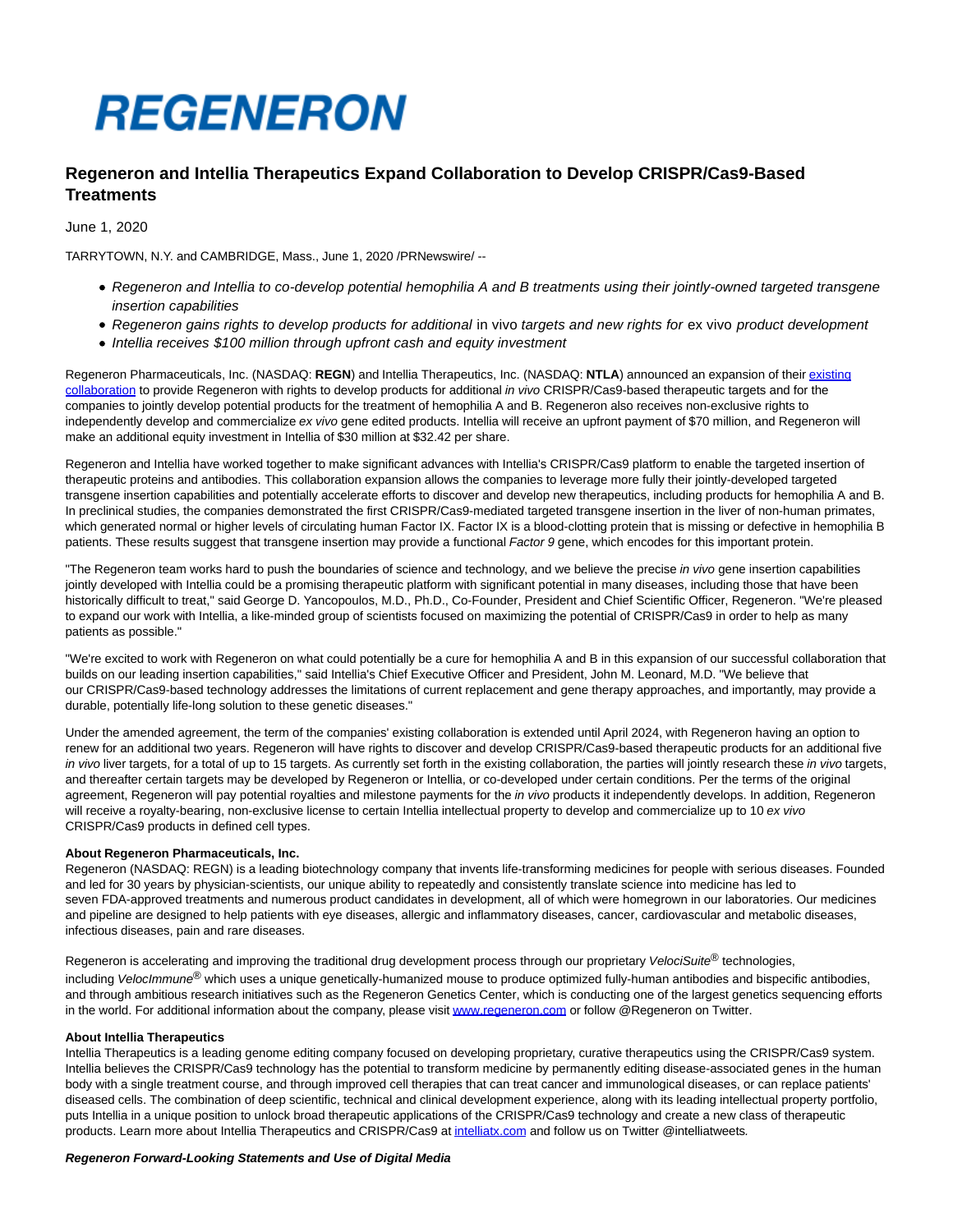# REGENERON

## Regeneron and Intellia Therapeutics Expand Collaboration to Develop CRISPR/Cas9-Based Treatments

June 1, 2020

TARRYTOWN, N.Y. and CAMBRIDGE, Mass., June 1, 2020 /PRNewswire/ --

- *Regeneron and Intellia to co-develop potential hemophilia A and B treatments using their jointly-owned targeted transgene insertion capabilities*
- *Regeneron gains rights to develop products for additional* in vivo *targets and new rights for* ex vivo *product development*
- *Intellia receives $100 million through upfront cash and equity investment*

Regeneron Pharmaceuticals, Inc. (NASDAQ: **REGN**) and Intellia Therapeutics, Inc. (NASDAQ: **NTLA**) announced an expansion of their existing collaboration to provide Regeneron with rights to develop products for additional *in vivo* CRISPR/Cas9-based therapeutic targets and for the companies to jointly develop potential products for the treatment of hemophilia A and B. Regeneron also receives non-exclusive rights to independently develop and commercialize *ex vivo* gene edited products. Intellia will receive an upfront payment of $70 million, and Regeneron will make an additional equity investment in Intellia of $30 million at $32.42 per share.

Regeneron and Intellia have worked together to make significant advances with Intellia's CRISPR/Cas9 platform to enable the targeted insertion of therapeutic proteins and antibodies. This collaboration expansion allows the companies to leverage more fully their jointly-developed targeted transgene insertion capabilities and potentially accelerate efforts to discover and develop new therapeutics, including products for hemophilia A and B. In preclinical studies, the companies demonstrated the first CRISPR/Cas9-mediated targeted transgene insertion in the liver of non-human primates, which generated normal or higher levels of circulating human Factor IX. Factor IX is a blood-clotting protein that is missing or defective in hemophilia B patients. These results suggest that transgene insertion may provide a functional *Factor 9* gene, which encodes for this important protein.

"The Regeneron team works hard to push the boundaries of science and technology, and we believe the precise *in vivo* gene insertion capabilities jointly developed with Intellia could be a promising therapeutic platform with significant potential in many diseases, including those that have been historically difficult to treat," said George D. Yancopoulos, M.D., Ph.D., Co-Founder, President and Chief Scientific Officer, Regeneron. "We're pleased to expand our work with Intellia, a like-minded group of scientists focused on maximizing the potential of CRISPR/Cas9 in order to help as many patients as possible."

"We're excited to work with Regeneron on what could potentially be a cure for hemophilia A and B in this expansion of our successful collaboration that builds on our leading insertion capabilities," said Intellia's Chief Executive Officer and President, John M. Leonard, M.D. "We believe that our CRISPR/Cas9-based technology addresses the limitations of current replacement and gene therapy approaches, and importantly, may provide a durable, potentially life-long solution to these genetic diseases."

Under the amended agreement, the term of the companies' existing collaboration is extended until April 2024, with Regeneron having an option to renew for an additional two years. Regeneron will have rights to discover and develop CRISPR/Cas9-based therapeutic products for an additional five *in vivo* liver targets, for a total of up to 15 targets. As currently set forth in the existing collaboration, the parties will jointly research these *in vivo* targets, and thereafter certain targets may be developed by Regeneron or Intellia, or co-developed under certain conditions. Per the terms of the original agreement, Regeneron will pay potential royalties and milestone payments for the *in vivo* products it independently develops. In addition, Regeneron will receive a royalty-bearing, non-exclusive license to certain Intellia intellectual property to develop and commercialize up to 10 *ex vivo* CRISPR/Cas9 products in defined cell types.

**About Regeneron Pharmaceuticals, Inc.**
Regeneron (NASDAQ: REGN) is a leading biotechnology company that invents life-transforming medicines for people with serious diseases. Founded and led for 30 years by physician-scientists, our unique ability to repeatedly and consistently translate science into medicine has led to seven FDA-approved treatments and numerous product candidates in development, all of which were homegrown in our laboratories. Our medicines and pipeline are designed to help patients with eye diseases, allergic and inflammatory diseases, cancer, cardiovascular and metabolic diseases, infectious diseases, pain and rare diseases.

Regeneron is accelerating and improving the traditional drug development process through our proprietary *VelociSuite*® technologies, including *VelocImmune*® which uses a unique genetically-humanized mouse to produce optimized fully-human antibodies and bispecific antibodies, and through ambitious research initiatives such as the Regeneron Genetics Center, which is conducting one of the largest genetics sequencing efforts in the world. For additional information about the company, please visit www.regeneron.com or follow @Regeneron on Twitter.

**About Intellia Therapeutics**
Intellia Therapeutics is a leading genome editing company focused on developing proprietary, curative therapeutics using the CRISPR/Cas9 system. Intellia believes the CRISPR/Cas9 technology has the potential to transform medicine by permanently editing disease-associated genes in the human body with a single treatment course, and through improved cell therapies that can treat cancer and immunological diseases, or can replace patients' diseased cells. The combination of deep scientific, technical and clinical development experience, along with its leading intellectual property portfolio, puts Intellia in a unique position to unlock broad therapeutic applications of the CRISPR/Cas9 technology and create a new class of therapeutic products. Learn more about Intellia Therapeutics and CRISPR/Cas9 at intelliatx.com and follow us on Twitter @intelliatweets.

***Regeneron Forward-Looking Statements and Use of Digital Media***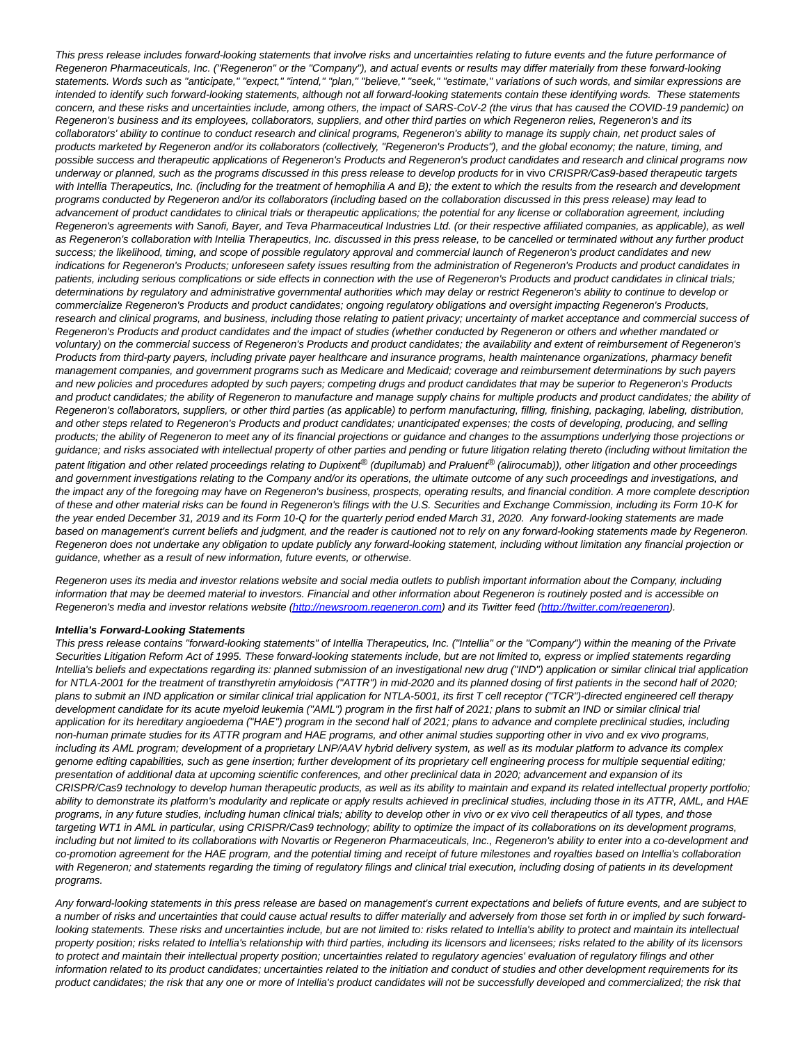*This press release includes forward-looking statements that involve risks and uncertainties relating to future events and the future performance of Regeneron Pharmaceuticals, Inc. ("Regeneron" or the "Company"), and actual events or results may differ materially from these forward-looking statements. Words such as "anticipate," "expect," "intend," "plan," "believe," "seek," "estimate," variations of such words, and similar expressions are intended to identify such forward-looking statements, although not all forward-looking statements contain these identifying words. These statements concern, and these risks and uncertainties include, among others, the impact of SARS-CoV-2 (the virus that has caused the COVID-19 pandemic) on Regeneron's business and its employees, collaborators, suppliers, and other third parties on which Regeneron relies, Regeneron's and its collaborators' ability to continue to conduct research and clinical programs, Regeneron's ability to manage its supply chain, net product sales of products marketed by Regeneron and/or its collaborators (collectively, "Regeneron's Products"), and the global economy; the nature, timing, and possible success and therapeutic applications of Regeneron's Products and Regeneron's product candidates and research and clinical programs now underway or planned, such as the programs discussed in this press release to develop products for* in vivo *CRISPR/Cas9-based therapeutic targets with Intellia Therapeutics, Inc. (including for the treatment of hemophilia A and B); the extent to which the results from the research and development programs conducted by Regeneron and/or its collaborators (including based on the collaboration discussed in this press release) may lead to advancement of product candidates to clinical trials or therapeutic applications; the potential for any license or collaboration agreement, including Regeneron's agreements with Sanofi, Bayer, and Teva Pharmaceutical Industries Ltd. (or their respective affiliated companies, as applicable), as well as Regeneron's collaboration with Intellia Therapeutics, Inc. discussed in this press release, to be cancelled or terminated without any further product success; the likelihood, timing, and scope of possible regulatory approval and commercial launch of Regeneron's product candidates and new indications for Regeneron's Products; unforeseen safety issues resulting from the administration of Regeneron's Products and product candidates in patients, including serious complications or side effects in connection with the use of Regeneron's Products and product candidates in clinical trials; determinations by regulatory and administrative governmental authorities which may delay or restrict Regeneron's ability to continue to develop or commercialize Regeneron's Products and product candidates; ongoing regulatory obligations and oversight impacting Regeneron's Products, research and clinical programs, and business, including those relating to patient privacy; uncertainty of market acceptance and commercial success of Regeneron's Products and product candidates and the impact of studies (whether conducted by Regeneron or others and whether mandated or voluntary) on the commercial success of Regeneron's Products and product candidates; the availability and extent of reimbursement of Regeneron's Products from third-party payers, including private payer healthcare and insurance programs, health maintenance organizations, pharmacy benefit management companies, and government programs such as Medicare and Medicaid; coverage and reimbursement determinations by such payers and new policies and procedures adopted by such payers; competing drugs and product candidates that may be superior to Regeneron's Products and product candidates; the ability of Regeneron to manufacture and manage supply chains for multiple products and product candidates; the ability of Regeneron's collaborators, suppliers, or other third parties (as applicable) to perform manufacturing, filling, finishing, packaging, labeling, distribution, and other steps related to Regeneron's Products and product candidates; unanticipated expenses; the costs of developing, producing, and selling products; the ability of Regeneron to meet any of its financial projections or guidance and changes to the assumptions underlying those projections or guidance; and risks associated with intellectual property of other parties and pending or future litigation relating thereto (including without limitation the patent litigation and other related proceedings relating to Dupixent® (dupilumab) and Praluent® (alirocumab)), other litigation and other proceedings and government investigations relating to the Company and/or its operations, the ultimate outcome of any such proceedings and investigations, and the impact any of the foregoing may have on Regeneron's business, prospects, operating results, and financial condition. A more complete description of these and other material risks can be found in Regeneron's filings with the U.S. Securities and Exchange Commission, including its Form 10-K for the year ended December 31, 2019 and its Form 10-Q for the quarterly period ended March 31, 2020. Any forward-looking statements are made based on management's current beliefs and judgment, and the reader is cautioned not to rely on any forward-looking statements made by Regeneron. Regeneron does not undertake any obligation to update publicly any forward-looking statement, including without limitation any financial projection or guidance, whether as a result of new information, future events, or otherwise.*

*Regeneron uses its media and investor relations website and social media outlets to publish important information about the Company, including information that may be deemed material to investors. Financial and other information about Regeneron is routinely posted and is accessible on Regeneron's media and investor relations website (http://newsroom.regeneron.com) and its Twitter feed (http://twitter.com/regeneron).*

***Intellia's Forward-Looking Statements***

*This press release contains "forward-looking statements" of Intellia Therapeutics, Inc. ("Intellia" or the "Company") within the meaning of the Private Securities Litigation Reform Act of 1995. These forward-looking statements include, but are not limited to, express or implied statements regarding Intellia's beliefs and expectations regarding its: planned submission of an investigational new drug ("IND") application or similar clinical trial application for NTLA-2001 for the treatment of transthyretin amyloidosis ("ATTR") in mid-2020 and its planned dosing of first patients in the second half of 2020; plans to submit an IND application or similar clinical trial application for NTLA-5001, its first T cell receptor ("TCR")-directed engineered cell therapy development candidate for its acute myeloid leukemia ("AML") program in the first half of 2021; plans to submit an IND or similar clinical trial application for its hereditary angioedema ("HAE") program in the second half of 2021; plans to advance and complete preclinical studies, including non-human primate studies for its ATTR program and HAE programs, and other animal studies supporting other in vivo and ex vivo programs, including its AML program; development of a proprietary LNP/AAV hybrid delivery system, as well as its modular platform to advance its complex genome editing capabilities, such as gene insertion; further development of its proprietary cell engineering process for multiple sequential editing; presentation of additional data at upcoming scientific conferences, and other preclinical data in 2020; advancement and expansion of its CRISPR/Cas9 technology to develop human therapeutic products, as well as its ability to maintain and expand its related intellectual property portfolio; ability to demonstrate its platform's modularity and replicate or apply results achieved in preclinical studies, including those in its ATTR, AML, and HAE programs, in any future studies, including human clinical trials; ability to develop other in vivo or ex vivo cell therapeutics of all types, and those targeting WT1 in AML in particular, using CRISPR/Cas9 technology; ability to optimize the impact of its collaborations on its development programs, including but not limited to its collaborations with Novartis or Regeneron Pharmaceuticals, Inc., Regeneron's ability to enter into a co-development and co-promotion agreement for the HAE program, and the potential timing and receipt of future milestones and royalties based on Intellia's collaboration with Regeneron; and statements regarding the timing of regulatory filings and clinical trial execution, including dosing of patients in its development programs.*

*Any forward-looking statements in this press release are based on management's current expectations and beliefs of future events, and are subject to a number of risks and uncertainties that could cause actual results to differ materially and adversely from those set forth in or implied by such forward-looking statements. These risks and uncertainties include, but are not limited to: risks related to Intellia's ability to protect and maintain its intellectual property position; risks related to Intellia's relationship with third parties, including its licensors and licensees; risks related to the ability of its licensors to protect and maintain their intellectual property position; uncertainties related to regulatory agencies' evaluation of regulatory filings and other information related to its product candidates; uncertainties related to the initiation and conduct of studies and other development requirements for its product candidates; the risk that any one or more of Intellia's product candidates will not be successfully developed and commercialized; the risk that*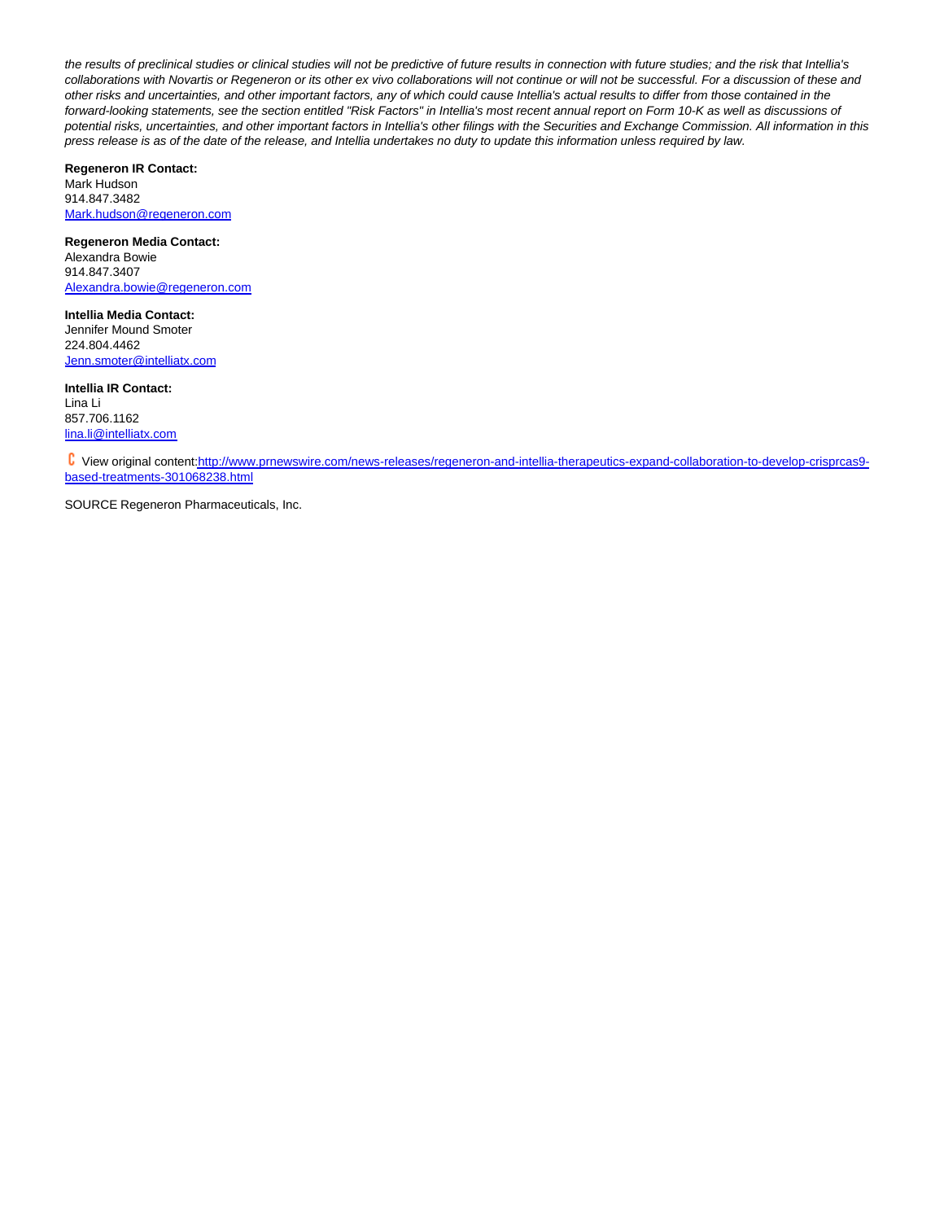*the results of preclinical studies or clinical studies will not be predictive of future results in connection with future studies; and the risk that Intellia's collaborations with Novartis or Regeneron or its other ex vivo collaborations will not continue or will not be successful. For a discussion of these and other risks and uncertainties, and other important factors, any of which could cause Intellia's actual results to differ from those contained in the forward-looking statements, see the section entitled "Risk Factors" in Intellia's most recent annual report on Form 10-K as well as discussions of potential risks, uncertainties, and other important factors in Intellia's other filings with the Securities and Exchange Commission. All information in this press release is as of the date of the release, and Intellia undertakes no duty to update this information unless required by law.*

**Regeneron IR Contact:**
Mark Hudson
914.847.3482
Mark.hudson@regeneron.com

**Regeneron Media Contact:**
Alexandra Bowie
914.847.3407
Alexandra.bowie@regeneron.com

**Intellia Media Contact:**
Jennifer Mound Smoter
224.804.4462
Jenn.smoter@intelliatx.com

**Intellia IR Contact:**
Lina Li
857.706.1162
lina.li@intelliatx.com

View original content:http://www.prnewswire.com/news-releases/regeneron-and-intellia-therapeutics-expand-collaboration-to-develop-crisprcas9-based-treatments-301068238.html

SOURCE Regeneron Pharmaceuticals, Inc.